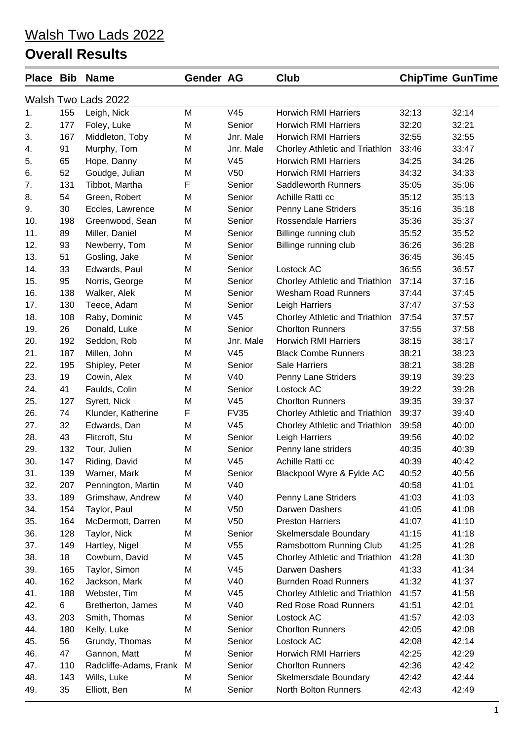# Walsh Two Lads 2022

## Overall Results

| Place | Bib | Name | Gender | AG | Club | ChipTime | GunTime |
|---|---|---|---|---|---|---|---|
| Walsh Two Lads 2022 | | | | | | | |
| 1. | 155 | Leigh, Nick | M | V45 | Horwich RMI Harriers | 32:13 | 32:14 |
| 2. | 177 | Foley, Luke | M | Senior | Horwich RMI Harriers | 32:20 | 32:21 |
| 3. | 167 | Middleton, Toby | M | Jnr. Male | Horwich RMI Harriers | 32:55 | 32:55 |
| 4. | 91 | Murphy, Tom | M | Jnr. Male | Chorley Athletic and Triathlon | 33:46 | 33:47 |
| 5. | 65 | Hope, Danny | M | V45 | Horwich RMI Harriers | 34:25 | 34:26 |
| 6. | 52 | Goudge, Julian | M | V50 | Horwich RMI Harriers | 34:32 | 34:33 |
| 7. | 131 | Tibbot, Martha | F | Senior | Saddleworth Runners | 35:05 | 35:06 |
| 8. | 54 | Green, Robert | M | Senior | Achille Ratti cc | 35:12 | 35:13 |
| 9. | 30 | Eccles, Lawrence | M | Senior | Penny Lane Striders | 35:16 | 35:18 |
| 10. | 198 | Greenwood, Sean | M | Senior | Rossendale Harriers | 35:36 | 35:37 |
| 11. | 89 | Miller, Daniel | M | Senior | Billinge running club | 35:52 | 35:52 |
| 12. | 93 | Newberry, Tom | M | Senior | Billinge running club | 36:26 | 36:28 |
| 13. | 51 | Gosling, Jake | M | Senior | | 36:45 | 36:45 |
| 14. | 33 | Edwards, Paul | M | Senior | Lostock AC | 36:55 | 36:57 |
| 15. | 95 | Norris, George | M | Senior | Chorley Athletic and Triathlon | 37:14 | 37:16 |
| 16. | 138 | Walker, Alek | M | Senior | Wesham Road Runners | 37:44 | 37:45 |
| 17. | 130 | Teece, Adam | M | Senior | Leigh Harriers | 37:47 | 37:53 |
| 18. | 108 | Raby, Dominic | M | V45 | Chorley Athletic and Triathlon | 37:54 | 37:57 |
| 19. | 26 | Donald, Luke | M | Senior | Chorlton Runners | 37:55 | 37:58 |
| 20. | 192 | Seddon, Rob | M | Jnr. Male | Horwich RMI Harriers | 38:15 | 38:17 |
| 21. | 187 | Millen, John | M | V45 | Black Combe Runners | 38:21 | 38:23 |
| 22. | 195 | Shipley, Peter | M | Senior | Sale Harriers | 38:21 | 38:28 |
| 23. | 19 | Cowin, Alex | M | V40 | Penny Lane Striders | 39:19 | 39:23 |
| 24. | 41 | Faulds, Colin | M | Senior | Lostock AC | 39:22 | 39:28 |
| 25. | 127 | Syrett, Nick | M | V45 | Chorlton Runners | 39:35 | 39:37 |
| 26. | 74 | Klunder, Katherine | F | FV35 | Chorley Athletic and Triathlon | 39:37 | 39:40 |
| 27. | 32 | Edwards, Dan | M | V45 | Chorley Athletic and Triathlon | 39:58 | 40:00 |
| 28. | 43 | Flitcroft, Stu | M | Senior | Leigh Harriers | 39:56 | 40:02 |
| 29. | 132 | Tour, Julien | M | Senior | Penny lane striders | 40:35 | 40:39 |
| 30. | 147 | Riding, David | M | V45 | Achille Ratti cc | 40:39 | 40:42 |
| 31. | 139 | Warner, Mark | M | Senior | Blackpool Wyre & Fylde AC | 40:52 | 40:56 |
| 32. | 207 | Pennington, Martin | M | V40 | | 40:58 | 41:01 |
| 33. | 189 | Grimshaw, Andrew | M | V40 | Penny Lane Striders | 41:03 | 41:03 |
| 34. | 154 | Taylor, Paul | M | V50 | Darwen Dashers | 41:05 | 41:08 |
| 35. | 164 | McDermott, Darren | M | V50 | Preston Harriers | 41:07 | 41:10 |
| 36. | 128 | Taylor, Nick | M | Senior | Skelmersdale Boundary | 41:15 | 41:18 |
| 37. | 149 | Hartley, Nigel | M | V55 | Ramsbottom Running Club | 41:25 | 41:28 |
| 38. | 18 | Cowburn, David | M | V45 | Chorley Athletic and Triathlon | 41:28 | 41:30 |
| 39. | 165 | Taylor, Simon | M | V45 | Darwen Dashers | 41:33 | 41:34 |
| 40. | 162 | Jackson, Mark | M | V40 | Burnden Road Runners | 41:32 | 41:37 |
| 41. | 188 | Webster, Tim | M | V45 | Chorley Athletic and Triathlon | 41:57 | 41:58 |
| 42. | 6 | Bretherton, James | M | V40 | Red Rose Road Runners | 41:51 | 42:01 |
| 43. | 203 | Smith, Thomas | M | Senior | Lostock AC | 41:57 | 42:03 |
| 44. | 180 | Kelly, Luke | M | Senior | Chorlton Runners | 42:05 | 42:08 |
| 45. | 56 | Grundy, Thomas | M | Senior | Lostock AC | 42:08 | 42:14 |
| 46. | 47 | Gannon, Matt | M | Senior | Horwich RMI Harriers | 42:25 | 42:29 |
| 47. | 110 | Radcliffe-Adams, Frank | M | Senior | Chorlton Runners | 42:36 | 42:42 |
| 48. | 143 | Wills, Luke | M | Senior | Skelmersdale Boundary | 42:42 | 42:44 |
| 49. | 35 | Elliott, Ben | M | Senior | North Bolton Runners | 42:43 | 42:49 |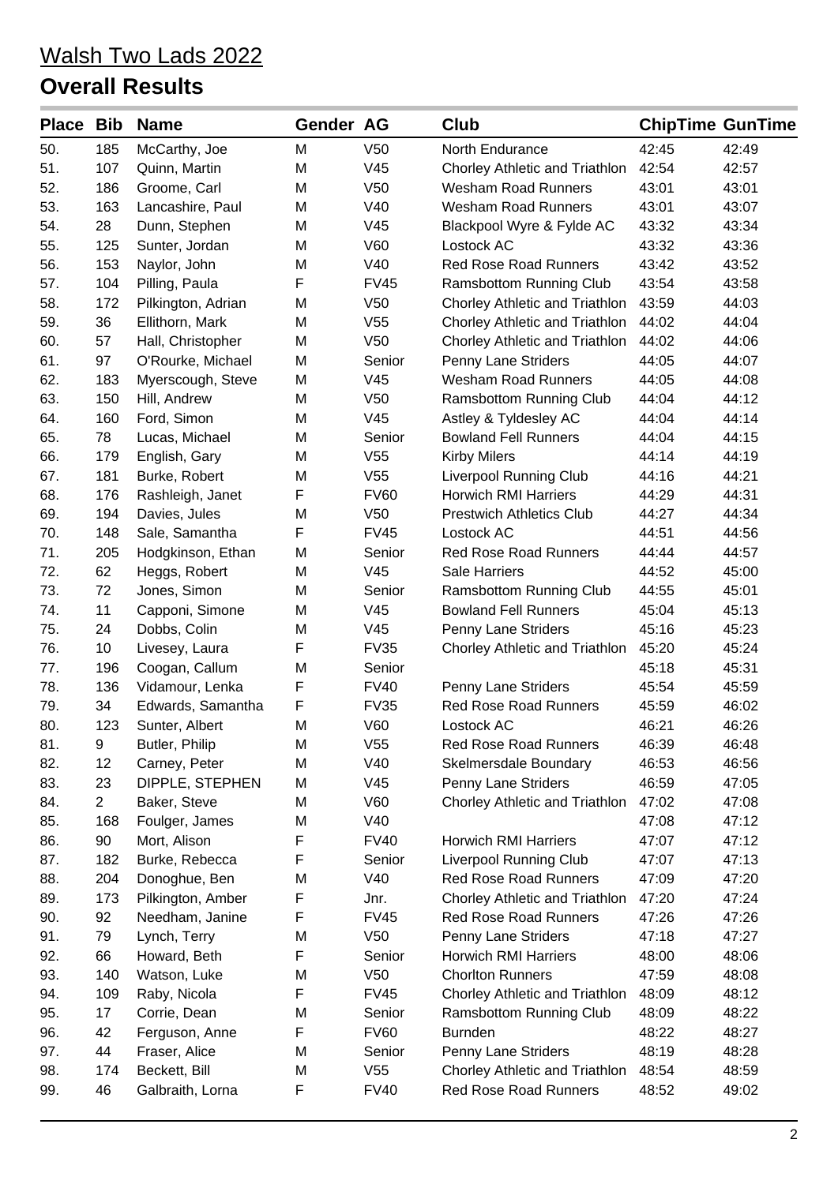# Walsh Two Lads 2022

## Overall Results

| Place | Bib | Name | Gender | AG | Club | ChipTime | GunTime |
|---|---|---|---|---|---|---|---|
| 50. | 185 | McCarthy, Joe | M | V50 | North Endurance | 42:45 | 42:49 |
| 51. | 107 | Quinn, Martin | M | V45 | Chorley Athletic and Triathlon | 42:54 | 42:57 |
| 52. | 186 | Groome, Carl | M | V50 | Wesham Road Runners | 43:01 | 43:01 |
| 53. | 163 | Lancashire, Paul | M | V40 | Wesham Road Runners | 43:01 | 43:07 |
| 54. | 28 | Dunn, Stephen | M | V45 | Blackpool Wyre & Fylde AC | 43:32 | 43:34 |
| 55. | 125 | Sunter, Jordan | M | V60 | Lostock AC | 43:32 | 43:36 |
| 56. | 153 | Naylor, John | M | V40 | Red Rose Road Runners | 43:42 | 43:52 |
| 57. | 104 | Pilling, Paula | F | FV45 | Ramsbottom Running Club | 43:54 | 43:58 |
| 58. | 172 | Pilkington, Adrian | M | V50 | Chorley Athletic and Triathlon | 43:59 | 44:03 |
| 59. | 36 | Ellithorn, Mark | M | V55 | Chorley Athletic and Triathlon | 44:02 | 44:04 |
| 60. | 57 | Hall, Christopher | M | V50 | Chorley Athletic and Triathlon | 44:02 | 44:06 |
| 61. | 97 | O'Rourke, Michael | M | Senior | Penny Lane Striders | 44:05 | 44:07 |
| 62. | 183 | Myerscough, Steve | M | V45 | Wesham Road Runners | 44:05 | 44:08 |
| 63. | 150 | Hill, Andrew | M | V50 | Ramsbottom Running Club | 44:04 | 44:12 |
| 64. | 160 | Ford, Simon | M | V45 | Astley & Tyldesley AC | 44:04 | 44:14 |
| 65. | 78 | Lucas, Michael | M | Senior | Bowland Fell Runners | 44:04 | 44:15 |
| 66. | 179 | English, Gary | M | V55 | Kirby Milers | 44:14 | 44:19 |
| 67. | 181 | Burke, Robert | M | V55 | Liverpool Running Club | 44:16 | 44:21 |
| 68. | 176 | Rashleigh, Janet | F | FV60 | Horwich RMI Harriers | 44:29 | 44:31 |
| 69. | 194 | Davies, Jules | M | V50 | Prestwich Athletics Club | 44:27 | 44:34 |
| 70. | 148 | Sale, Samantha | F | FV45 | Lostock AC | 44:51 | 44:56 |
| 71. | 205 | Hodgkinson, Ethan | M | Senior | Red Rose Road Runners | 44:44 | 44:57 |
| 72. | 62 | Heggs, Robert | M | V45 | Sale Harriers | 44:52 | 45:00 |
| 73. | 72 | Jones, Simon | M | Senior | Ramsbottom Running Club | 44:55 | 45:01 |
| 74. | 11 | Capponi, Simone | M | V45 | Bowland Fell Runners | 45:04 | 45:13 |
| 75. | 24 | Dobbs, Colin | M | V45 | Penny Lane Striders | 45:16 | 45:23 |
| 76. | 10 | Livesey, Laura | F | FV35 | Chorley Athletic and Triathlon | 45:20 | 45:24 |
| 77. | 196 | Coogan, Callum | M | Senior | | 45:18 | 45:31 |
| 78. | 136 | Vidamour, Lenka | F | FV40 | Penny Lane Striders | 45:54 | 45:59 |
| 79. | 34 | Edwards, Samantha | F | FV35 | Red Rose Road Runners | 45:59 | 46:02 |
| 80. | 123 | Sunter, Albert | M | V60 | Lostock AC | 46:21 | 46:26 |
| 81. | 9 | Butler, Philip | M | V55 | Red Rose Road Runners | 46:39 | 46:48 |
| 82. | 12 | Carney, Peter | M | V40 | Skelmersdale Boundary | 46:53 | 46:56 |
| 83. | 23 | DIPPLE, STEPHEN | M | V45 | Penny Lane Striders | 46:59 | 47:05 |
| 84. | 2 | Baker, Steve | M | V60 | Chorley Athletic and Triathlon | 47:02 | 47:08 |
| 85. | 168 | Foulger, James | M | V40 | | 47:08 | 47:12 |
| 86. | 90 | Mort, Alison | F | FV40 | Horwich RMI Harriers | 47:07 | 47:12 |
| 87. | 182 | Burke, Rebecca | F | Senior | Liverpool Running Club | 47:07 | 47:13 |
| 88. | 204 | Donoghue, Ben | M | V40 | Red Rose Road Runners | 47:09 | 47:20 |
| 89. | 173 | Pilkington, Amber | F | Jnr. | Chorley Athletic and Triathlon | 47:20 | 47:24 |
| 90. | 92 | Needham, Janine | F | FV45 | Red Rose Road Runners | 47:26 | 47:26 |
| 91. | 79 | Lynch, Terry | M | V50 | Penny Lane Striders | 47:18 | 47:27 |
| 92. | 66 | Howard, Beth | F | Senior | Horwich RMI Harriers | 48:00 | 48:06 |
| 93. | 140 | Watson, Luke | M | V50 | Chorlton Runners | 47:59 | 48:08 |
| 94. | 109 | Raby, Nicola | F | FV45 | Chorley Athletic and Triathlon | 48:09 | 48:12 |
| 95. | 17 | Corrie, Dean | M | Senior | Ramsbottom Running Club | 48:09 | 48:22 |
| 96. | 42 | Ferguson, Anne | F | FV60 | Burnden | 48:22 | 48:27 |
| 97. | 44 | Fraser, Alice | M | Senior | Penny Lane Striders | 48:19 | 48:28 |
| 98. | 174 | Beckett, Bill | M | V55 | Chorley Athletic and Triathlon | 48:54 | 48:59 |
| 99. | 46 | Galbraith, Lorna | F | FV40 | Red Rose Road Runners | 48:52 | 49:02 |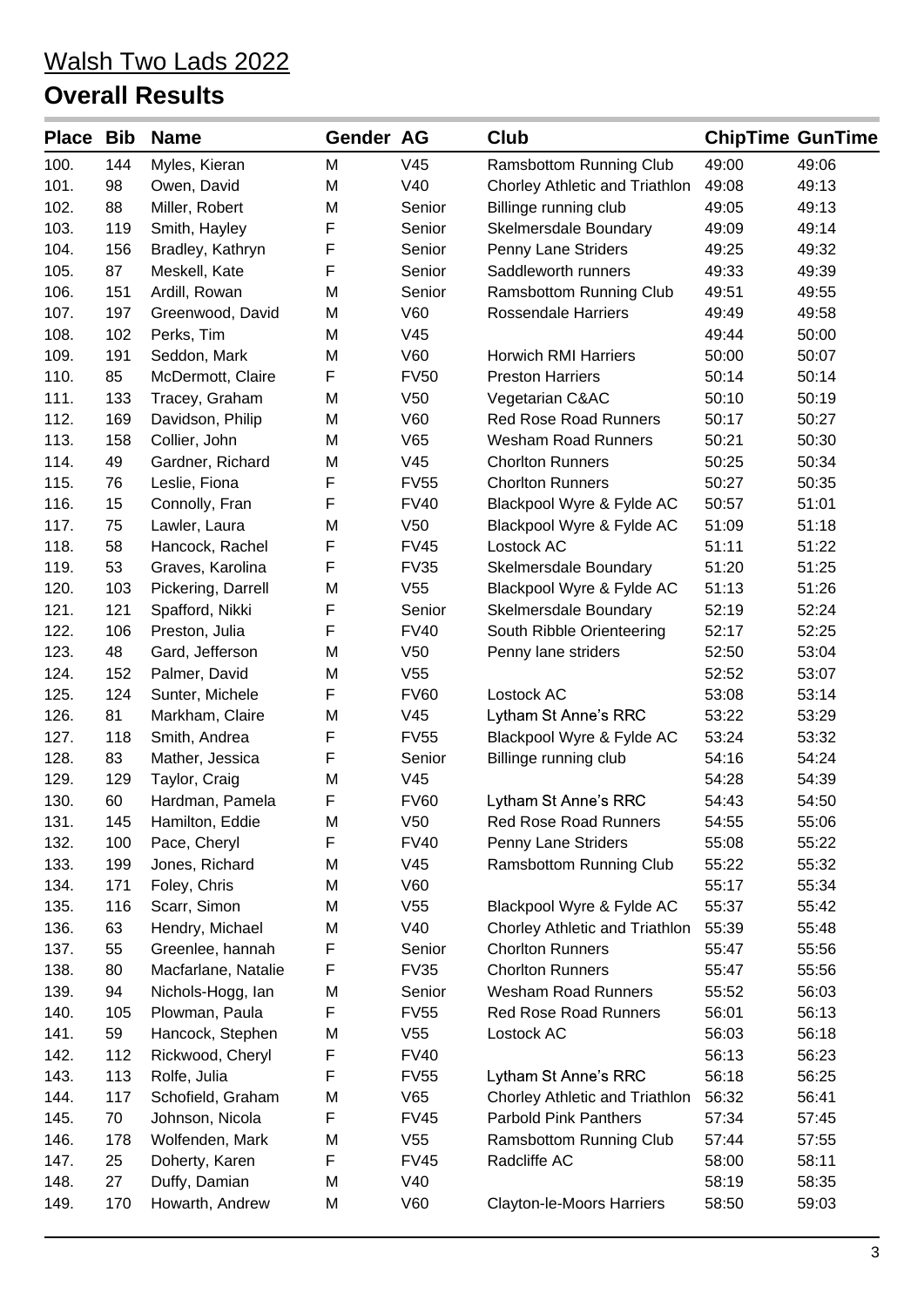# Walsh Two Lads 2022

## Overall Results

| Place | Bib | Name | Gender | AG | Club | ChipTime | GunTime |
|---|---|---|---|---|---|---|---|
| 100. | 144 | Myles, Kieran | M | V45 | Ramsbottom Running Club | 49:00 | 49:06 |
| 101. | 98 | Owen, David | M | V40 | Chorley Athletic and Triathlon | 49:08 | 49:13 |
| 102. | 88 | Miller, Robert | M | Senior | Billinge running club | 49:05 | 49:13 |
| 103. | 119 | Smith, Hayley | F | Senior | Skelmersdale Boundary | 49:09 | 49:14 |
| 104. | 156 | Bradley, Kathryn | F | Senior | Penny Lane Striders | 49:25 | 49:32 |
| 105. | 87 | Meskell, Kate | F | Senior | Saddleworth runners | 49:33 | 49:39 |
| 106. | 151 | Ardill, Rowan | M | Senior | Ramsbottom Running Club | 49:51 | 49:55 |
| 107. | 197 | Greenwood, David | M | V60 | Rossendale Harriers | 49:49 | 49:58 |
| 108. | 102 | Perks, Tim | M | V45 | | 49:44 | 50:00 |
| 109. | 191 | Seddon, Mark | M | V60 | Horwich RMI Harriers | 50:00 | 50:07 |
| 110. | 85 | McDermott, Claire | F | FV50 | Preston Harriers | 50:14 | 50:14 |
| 111. | 133 | Tracey, Graham | M | V50 | Vegetarian C&AC | 50:10 | 50:19 |
| 112. | 169 | Davidson, Philip | M | V60 | Red Rose Road Runners | 50:17 | 50:27 |
| 113. | 158 | Collier, John | M | V65 | Wesham Road Runners | 50:21 | 50:30 |
| 114. | 49 | Gardner, Richard | M | V45 | Chorlton Runners | 50:25 | 50:34 |
| 115. | 76 | Leslie, Fiona | F | FV55 | Chorlton Runners | 50:27 | 50:35 |
| 116. | 15 | Connolly, Fran | F | FV40 | Blackpool Wyre & Fylde AC | 50:57 | 51:01 |
| 117. | 75 | Lawler, Laura | M | V50 | Blackpool Wyre & Fylde AC | 51:09 | 51:18 |
| 118. | 58 | Hancock, Rachel | F | FV45 | Lostock AC | 51:11 | 51:22 |
| 119. | 53 | Graves, Karolina | F | FV35 | Skelmersdale Boundary | 51:20 | 51:25 |
| 120. | 103 | Pickering, Darrell | M | V55 | Blackpool Wyre & Fylde AC | 51:13 | 51:26 |
| 121. | 121 | Spafford, Nikki | F | Senior | Skelmersdale Boundary | 52:19 | 52:24 |
| 122. | 106 | Preston, Julia | F | FV40 | South Ribble Orienteering | 52:17 | 52:25 |
| 123. | 48 | Gard, Jefferson | M | V50 | Penny lane striders | 52:50 | 53:04 |
| 124. | 152 | Palmer, David | M | V55 | | 52:52 | 53:07 |
| 125. | 124 | Sunter, Michele | F | FV60 | Lostock AC | 53:08 | 53:14 |
| 126. | 81 | Markham, Claire | M | V45 | Lytham St Anne's RRC | 53:22 | 53:29 |
| 127. | 118 | Smith, Andrea | F | FV55 | Blackpool Wyre & Fylde AC | 53:24 | 53:32 |
| 128. | 83 | Mather, Jessica | F | Senior | Billinge running club | 54:16 | 54:24 |
| 129. | 129 | Taylor, Craig | M | V45 | | 54:28 | 54:39 |
| 130. | 60 | Hardman, Pamela | F | FV60 | Lytham St Anne's RRC | 54:43 | 54:50 |
| 131. | 145 | Hamilton, Eddie | M | V50 | Red Rose Road Runners | 54:55 | 55:06 |
| 132. | 100 | Pace, Cheryl | F | FV40 | Penny Lane Striders | 55:08 | 55:22 |
| 133. | 199 | Jones, Richard | M | V45 | Ramsbottom Running Club | 55:22 | 55:32 |
| 134. | 171 | Foley, Chris | M | V60 | | 55:17 | 55:34 |
| 135. | 116 | Scarr, Simon | M | V55 | Blackpool Wyre & Fylde AC | 55:37 | 55:42 |
| 136. | 63 | Hendry, Michael | M | V40 | Chorley Athletic and Triathlon | 55:39 | 55:48 |
| 137. | 55 | Greenlee, hannah | F | Senior | Chorlton Runners | 55:47 | 55:56 |
| 138. | 80 | Macfarlane, Natalie | F | FV35 | Chorlton Runners | 55:47 | 55:56 |
| 139. | 94 | Nichols-Hogg, Ian | M | Senior | Wesham Road Runners | 55:52 | 56:03 |
| 140. | 105 | Plowman, Paula | F | FV55 | Red Rose Road Runners | 56:01 | 56:13 |
| 141. | 59 | Hancock, Stephen | M | V55 | Lostock AC | 56:03 | 56:18 |
| 142. | 112 | Rickwood, Cheryl | F | FV40 | | 56:13 | 56:23 |
| 143. | 113 | Rolfe, Julia | F | FV55 | Lytham St Anne's RRC | 56:18 | 56:25 |
| 144. | 117 | Schofield, Graham | M | V65 | Chorley Athletic and Triathlon | 56:32 | 56:41 |
| 145. | 70 | Johnson, Nicola | F | FV45 | Parbold Pink Panthers | 57:34 | 57:45 |
| 146. | 178 | Wolfenden, Mark | M | V55 | Ramsbottom Running Club | 57:44 | 57:55 |
| 147. | 25 | Doherty, Karen | F | FV45 | Radcliffe AC | 58:00 | 58:11 |
| 148. | 27 | Duffy, Damian | M | V40 | | 58:19 | 58:35 |
| 149. | 170 | Howarth, Andrew | M | V60 | Clayton-le-Moors Harriers | 58:50 | 59:03 |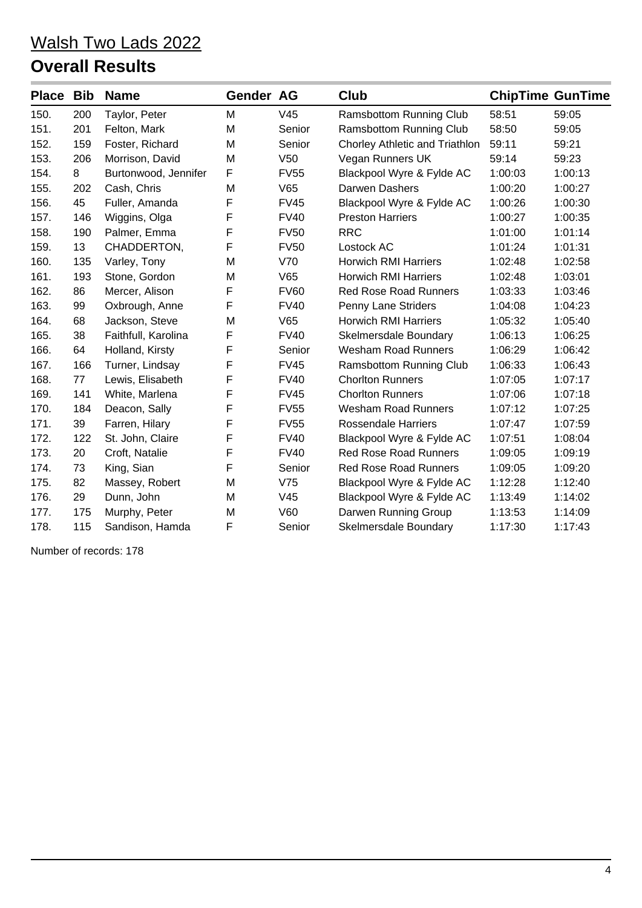# Walsh Two Lads 2022

## Overall Results

| Place | Bib | Name | Gender | AG | Club | ChipTime | GunTime |
|---|---|---|---|---|---|---|---|
| 150. | 200 | Taylor, Peter | M | V45 | Ramsbottom Running Club | 58:51 | 59:05 |
| 151. | 201 | Felton, Mark | M | Senior | Ramsbottom Running Club | 58:50 | 59:05 |
| 152. | 159 | Foster, Richard | M | Senior | Chorley Athletic and Triathlon | 59:11 | 59:21 |
| 153. | 206 | Morrison, David | M | V50 | Vegan Runners UK | 59:14 | 59:23 |
| 154. | 8 | Burtonwood, Jennifer | F | FV55 | Blackpool Wyre & Fylde AC | 1:00:03 | 1:00:13 |
| 155. | 202 | Cash, Chris | M | V65 | Darwen Dashers | 1:00:20 | 1:00:27 |
| 156. | 45 | Fuller, Amanda | F | FV45 | Blackpool Wyre & Fylde AC | 1:00:26 | 1:00:30 |
| 157. | 146 | Wiggins, Olga | F | FV40 | Preston Harriers | 1:00:27 | 1:00:35 |
| 158. | 190 | Palmer, Emma | F | FV50 | RRC | 1:01:00 | 1:01:14 |
| 159. | 13 | CHADDERTON, | F | FV50 | Lostock AC | 1:01:24 | 1:01:31 |
| 160. | 135 | Varley, Tony | M | V70 | Horwich RMI Harriers | 1:02:48 | 1:02:58 |
| 161. | 193 | Stone, Gordon | M | V65 | Horwich RMI Harriers | 1:02:48 | 1:03:01 |
| 162. | 86 | Mercer, Alison | F | FV60 | Red Rose Road Runners | 1:03:33 | 1:03:46 |
| 163. | 99 | Oxbrough, Anne | F | FV40 | Penny Lane Striders | 1:04:08 | 1:04:23 |
| 164. | 68 | Jackson, Steve | M | V65 | Horwich RMI Harriers | 1:05:32 | 1:05:40 |
| 165. | 38 | Faithfull, Karolina | F | FV40 | Skelmersdale Boundary | 1:06:13 | 1:06:25 |
| 166. | 64 | Holland, Kirsty | F | Senior | Wesham Road Runners | 1:06:29 | 1:06:42 |
| 167. | 166 | Turner, Lindsay | F | FV45 | Ramsbottom Running Club | 1:06:33 | 1:06:43 |
| 168. | 77 | Lewis, Elisabeth | F | FV40 | Chorlton Runners | 1:07:05 | 1:07:17 |
| 169. | 141 | White, Marlena | F | FV45 | Chorlton Runners | 1:07:06 | 1:07:18 |
| 170. | 184 | Deacon, Sally | F | FV55 | Wesham Road Runners | 1:07:12 | 1:07:25 |
| 171. | 39 | Farren, Hilary | F | FV55 | Rossendale Harriers | 1:07:47 | 1:07:59 |
| 172. | 122 | St. John, Claire | F | FV40 | Blackpool Wyre & Fylde AC | 1:07:51 | 1:08:04 |
| 173. | 20 | Croft, Natalie | F | FV40 | Red Rose Road Runners | 1:09:05 | 1:09:19 |
| 174. | 73 | King, Sian | F | Senior | Red Rose Road Runners | 1:09:05 | 1:09:20 |
| 175. | 82 | Massey, Robert | M | V75 | Blackpool Wyre & Fylde AC | 1:12:28 | 1:12:40 |
| 176. | 29 | Dunn, John | M | V45 | Blackpool Wyre & Fylde AC | 1:13:49 | 1:14:02 |
| 177. | 175 | Murphy, Peter | M | V60 | Darwen Running Group | 1:13:53 | 1:14:09 |
| 178. | 115 | Sandison, Hamda | F | Senior | Skelmersdale Boundary | 1:17:30 | 1:17:43 |

Number of records: 178